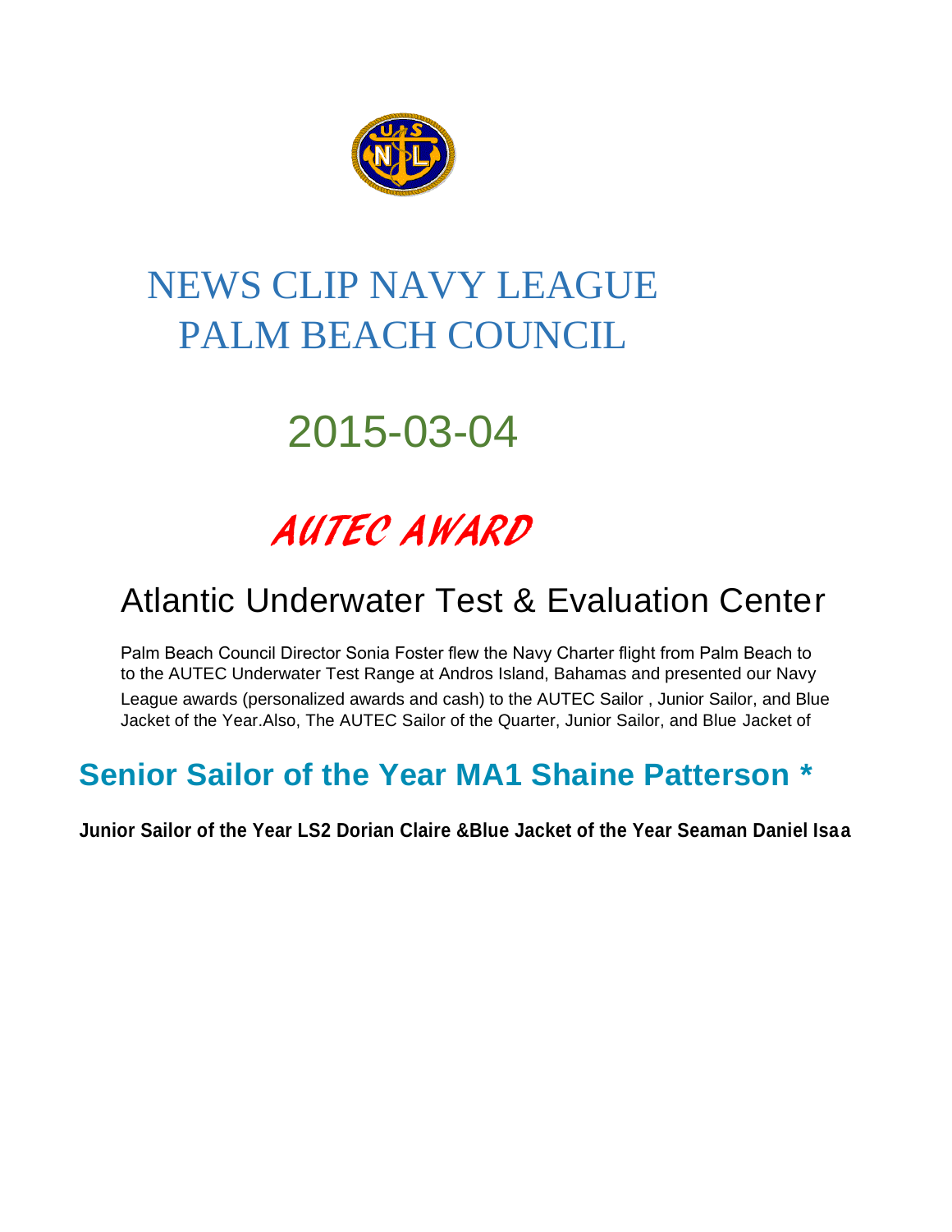# NEWS CLIP NAVY LEAGUE PALM BEACH COUNCIL

## 2015-03-04

## *AUTEC AWARD*

## Atlantic Underwater Test & Evaluation Center

Palm Beach Council Director Sonia Foster flew the Navy Charter flight from Palm Beach to to the AUTEC Underwater Test Range at Andros Island, Bahamas and presented our Navy League awards (personalized awards and cash) to the AUTEC Sailor , Junior Sailor, and Blue Jacket of the Year.Also, The AUTEC Sailor of the Quarter, Junior Sailor, and Blue Jacket of

## Senior Sailor of the Year MA1 Shaine Patterson *

**Junior Sailor of the Year LS2 Dorian Claire &Blue Jacket of the Year Seaman Daniel Isaa**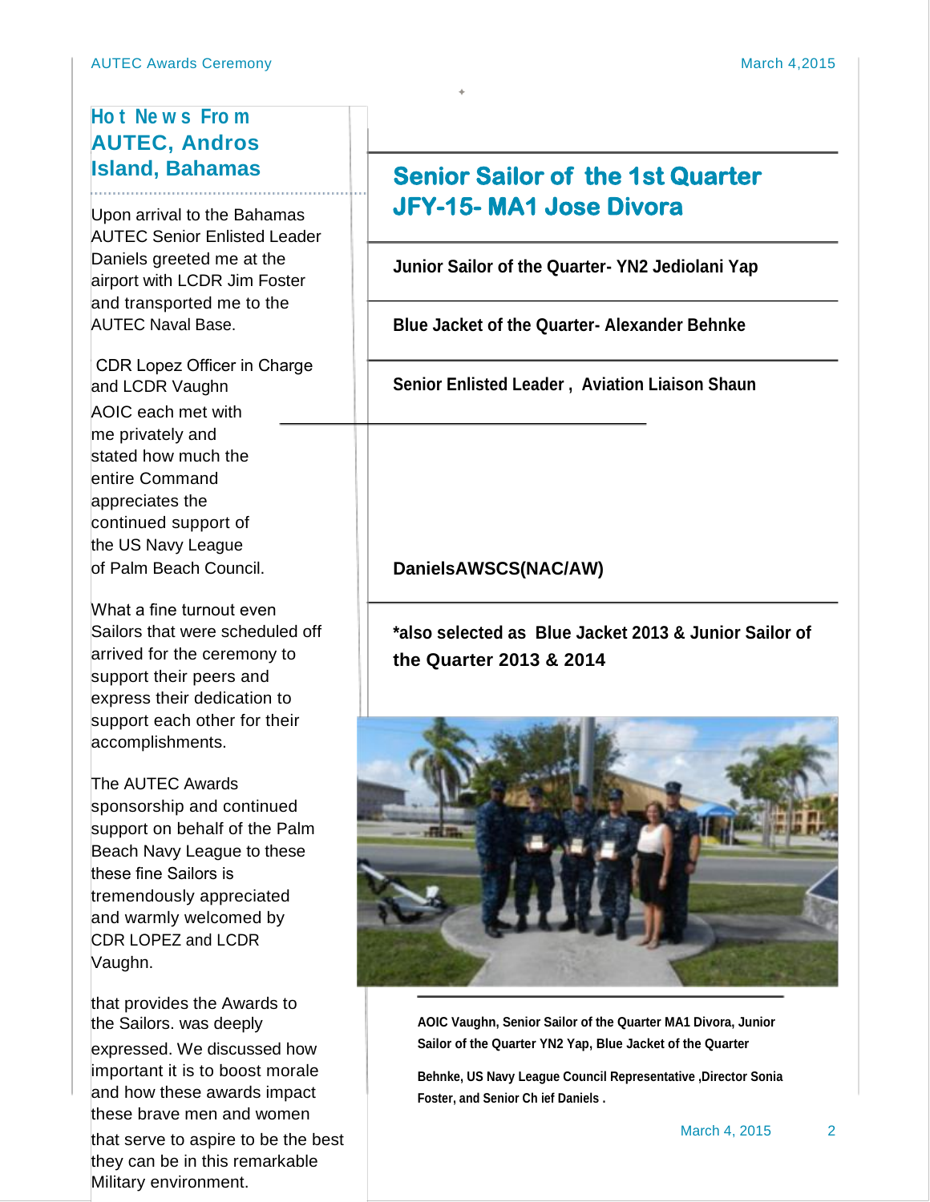## Hot News From AUTEC, Andros Island, Bahamas

Upon arrival to the Bahamas AUTEC Senior Enlisted Leader Daniels greeted me at the airport with LCDR Jim Foster and transported me to the AUTEC Naval Base.

CDR Lopez Officer in Charge and LCDR Vaughn AOIC each met with me privately and stated how much the entire Command appreciates the continued support of the US Navy League of Palm Beach Council.

What a fine turnout even Sailors that were scheduled off arrived for the ceremony to support their peers and express their dedication to support each other for their accomplishments.

The AUTEC Awards sponsorship and continued support on behalf of the Palm Beach Navy League to these these fine Sailors is tremendously appreciated and warmly welcomed by CDR LOPEZ and LCDR Vaughn.

that provides the Awards to the Sailors. was deeply expressed. We discussed how important it is to boost morale and how these awards impact these brave men and women that serve to aspire to be the best they can be in this remarkable Military environment.

## Senior Sailor of the 1st Quarter JFY-15- MA1 Jose Divora

**Junior Sailor of the Quarter- YN2 Jediolani Yap**

**Blue Jacket of the Quarter- Alexander Behnke**

**Senior Enlisted Leader , Aviation Liaison Shaun DanielsAWSCS(NAC/AW)**

***also selected as Blue Jacket 2013 & Junior Sailor of the Quarter 2013 & 2014**

**AOIC Vaughn, Senior Sailor of the Quarter MA1 Divora, Junior Sailor of the Quarter YN2 Yap, Blue Jacket of the Quarter Behnke, US Navy League Council Representative ,Director Sonia Foster, and Senior Ch ief Daniels .**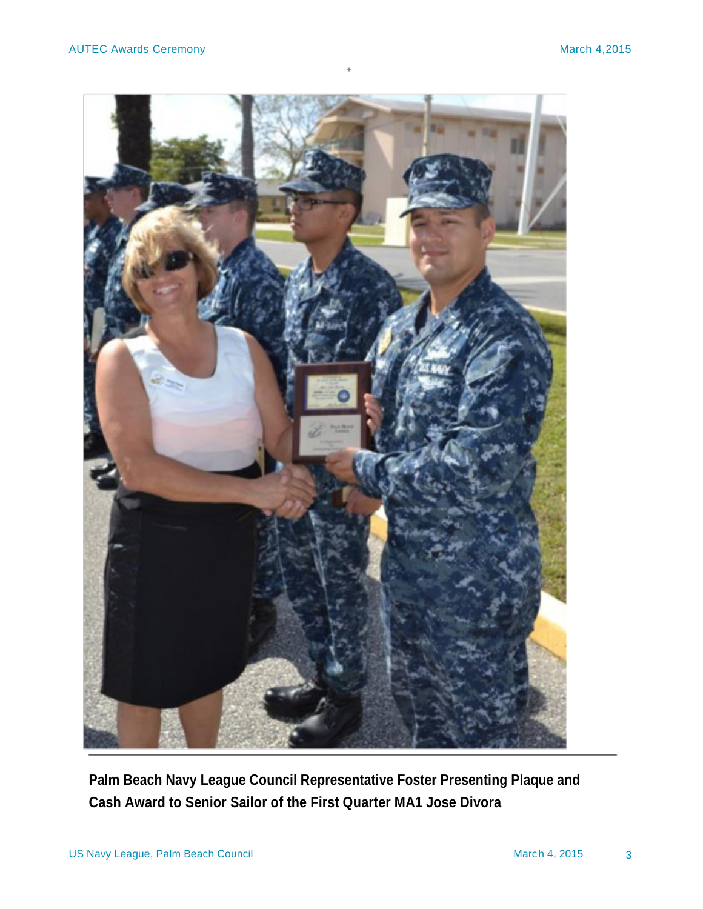**Palm Beach Navy League Council Representative Foster Presenting Plaque and Cash Award to Senior Sailor of the First Quarter MA1 Jose Divora**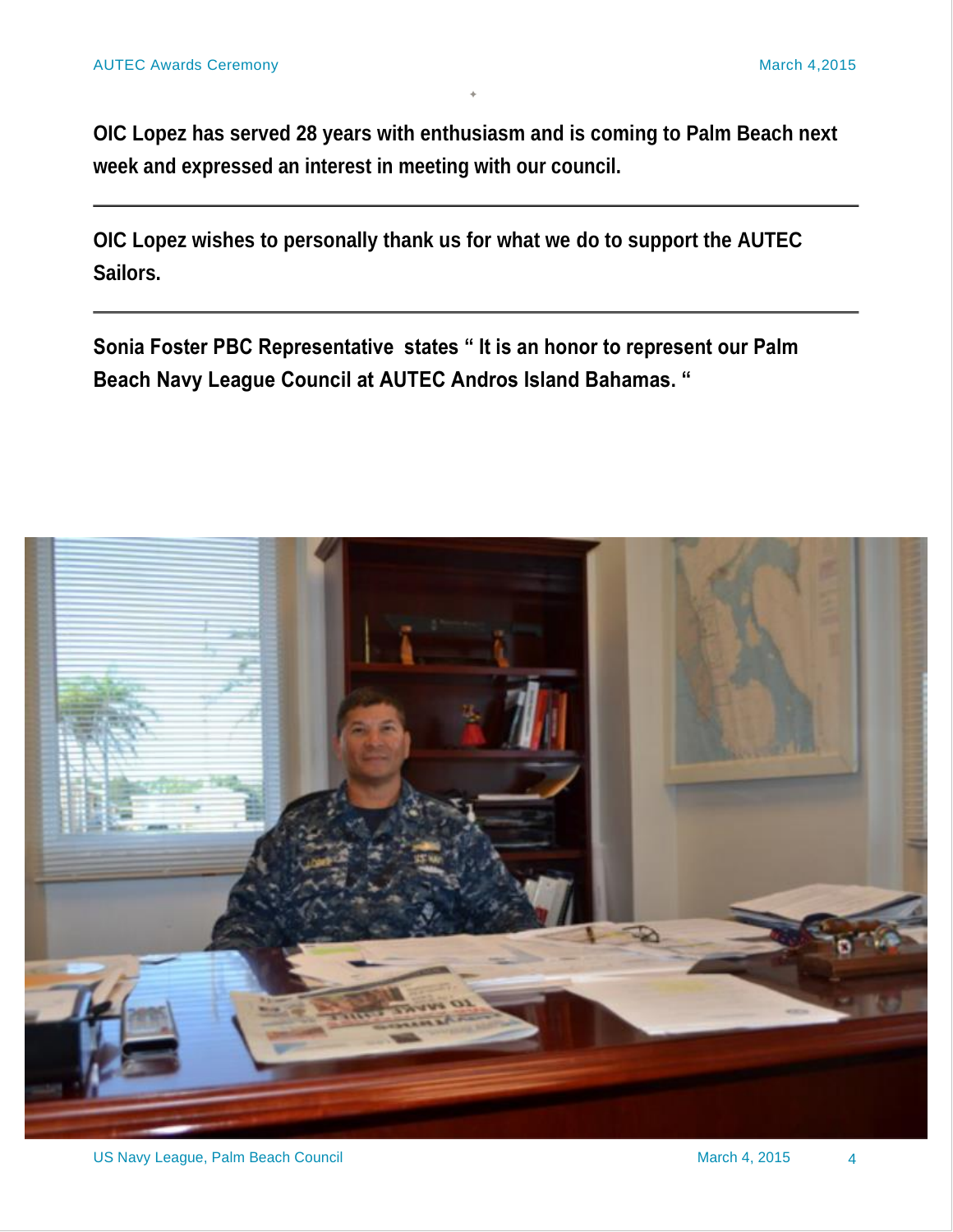**OIC Lopez has served 28 years with enthusiasm and is coming to Palm Beach next week and expressed an interest in meeting with our council.**

---

**OIC Lopez wishes to personally thank us for what we do to support the AUTEC Sailors.**

---

**Sonia Foster PBC Representative states " It is an honor to represent our Palm Beach Navy League Council at AUTEC Andros Island Bahamas. "**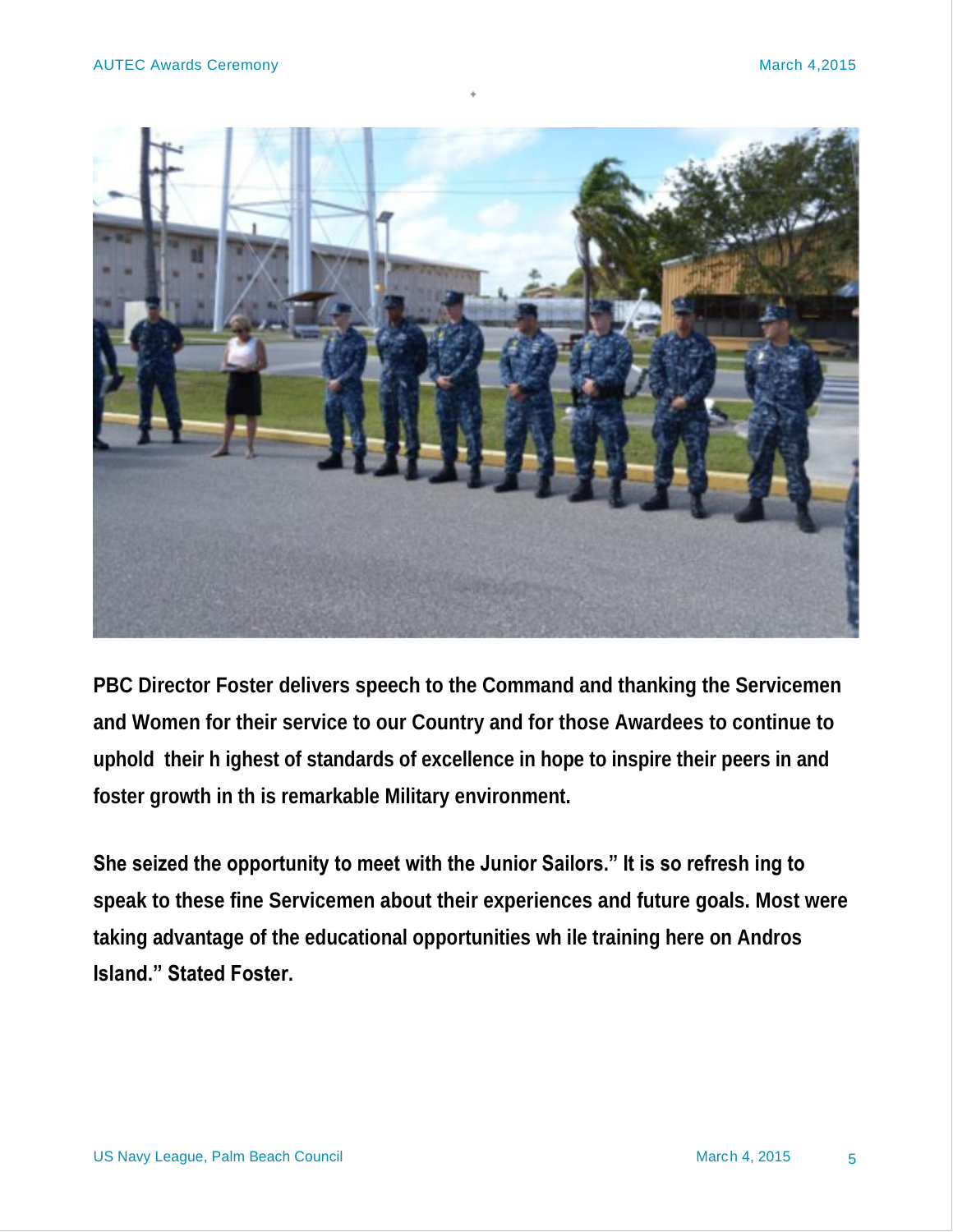**PBC Director Foster delivers speech to the Command and thanking the Servicemen and Women for their service to our Country and for those Awardees to continue to uphold their h ighest of standards of excellence in hope to inspire their peers in and foster growth in th is remarkable Military environment.**

**She seized the opportunity to meet with the Junior Sailors." It is so refresh ing to speak to these fine Servicemen about their experiences and future goals. Most were taking advantage of the educational opportunities wh ile training here on Andros Island." Stated Foster.**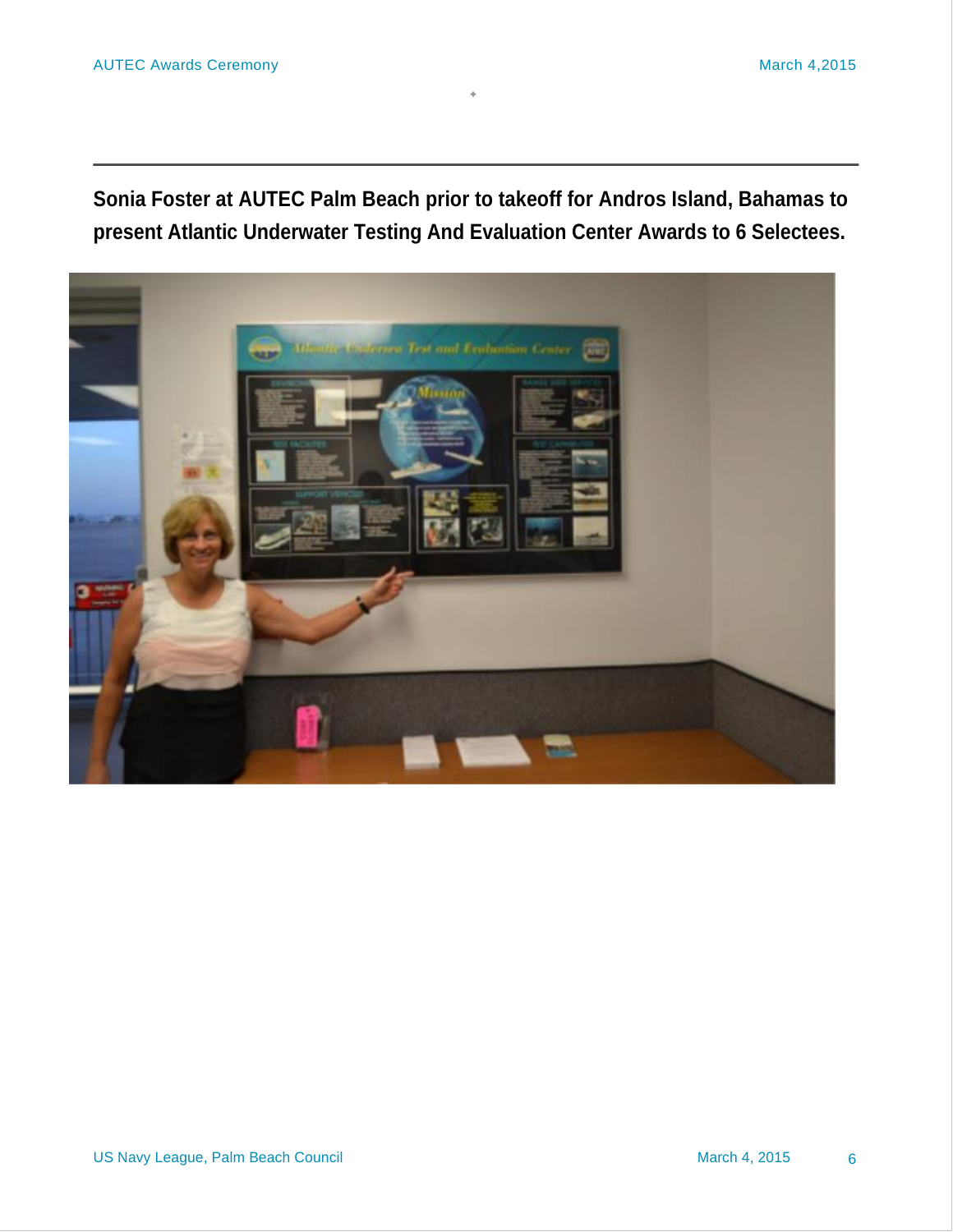**Sonia Foster at AUTEC Palm Beach prior to takeoff for Andros Island, Bahamas to present Atlantic Underwater Testing And Evaluation Center Awards to 6 Selectees.**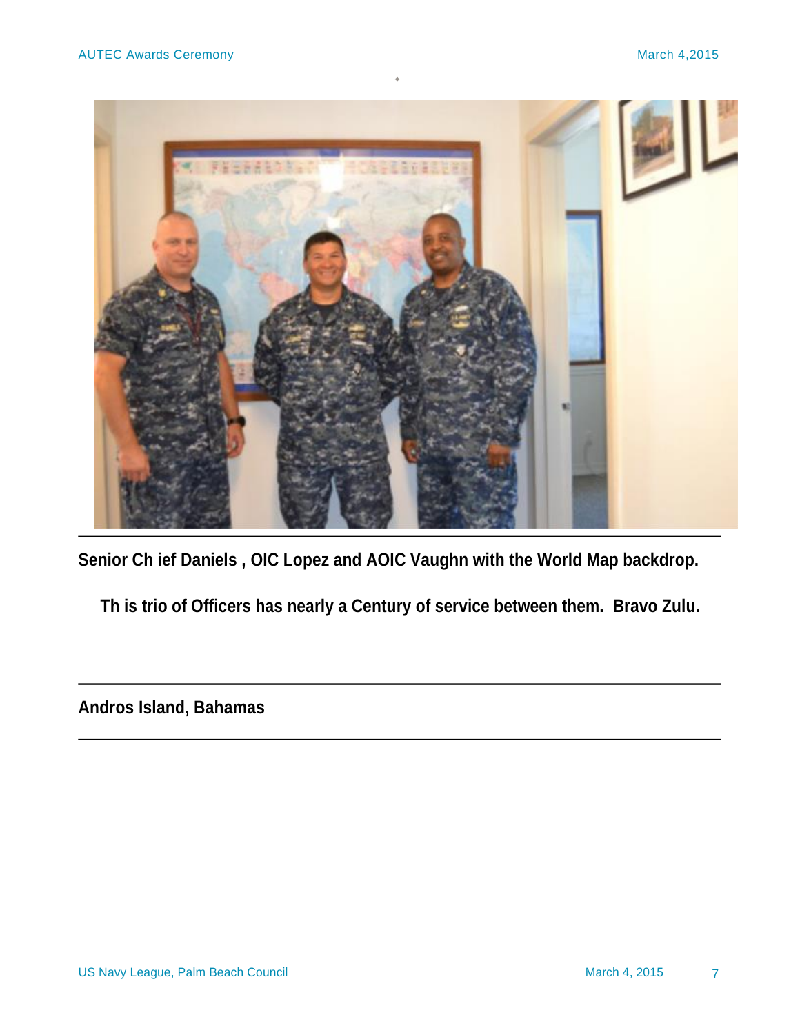**Senior Ch ief Daniels , OIC Lopez and AOIC Vaughn with the World Map backdrop.**

**Th is trio of Officers has nearly a Century of service between them. Bravo Zulu.**

---

**Andros Island, Bahamas**

---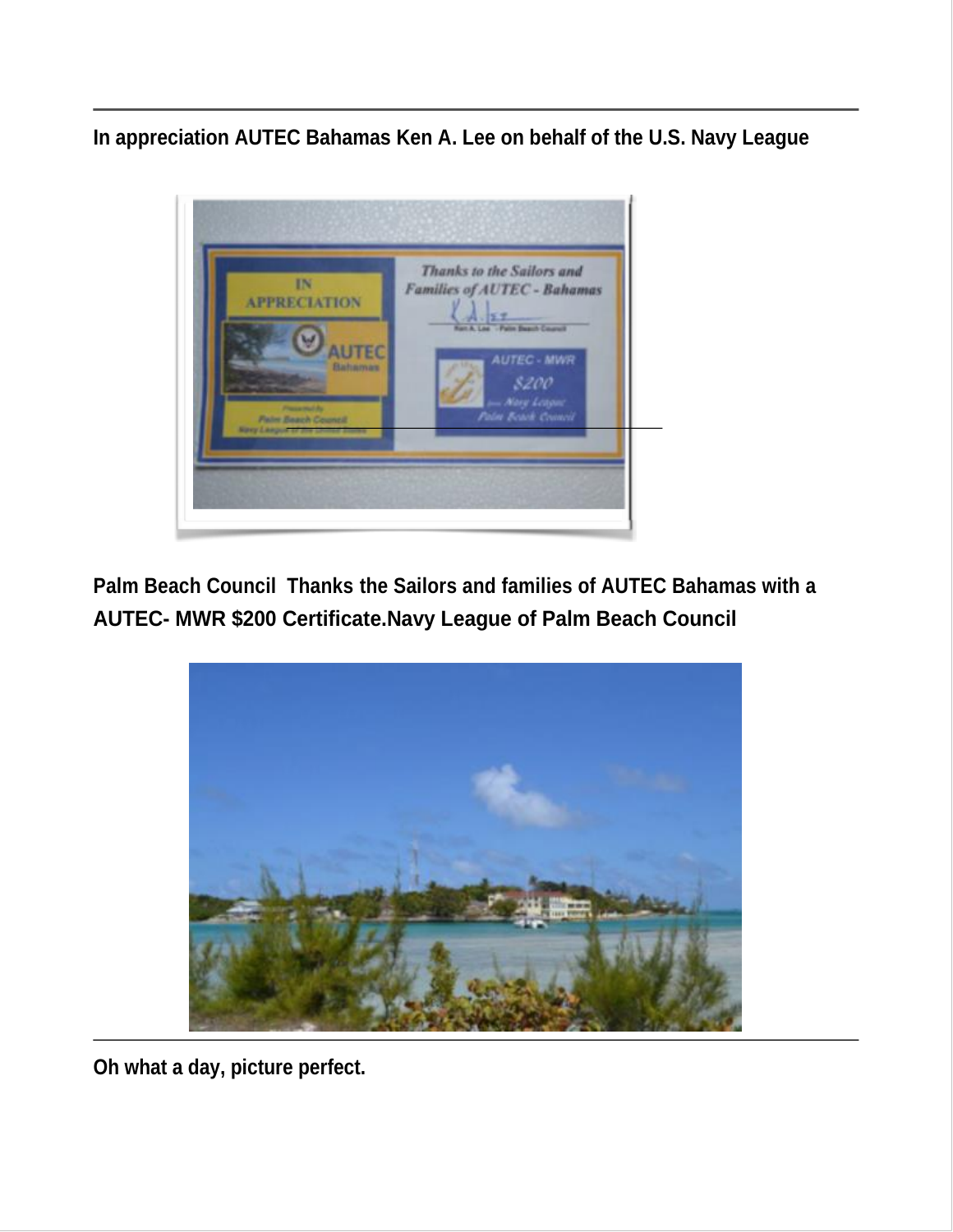**In appreciation AUTEC Bahamas Ken A. Lee on behalf of the U.S. Navy League**

**Palm Beach Council Thanks the Sailors and families of AUTEC Bahamas with a AUTEC- MWR $200 Certificate.Navy League of Palm Beach Council**

---

**Oh what a day, picture perfect.**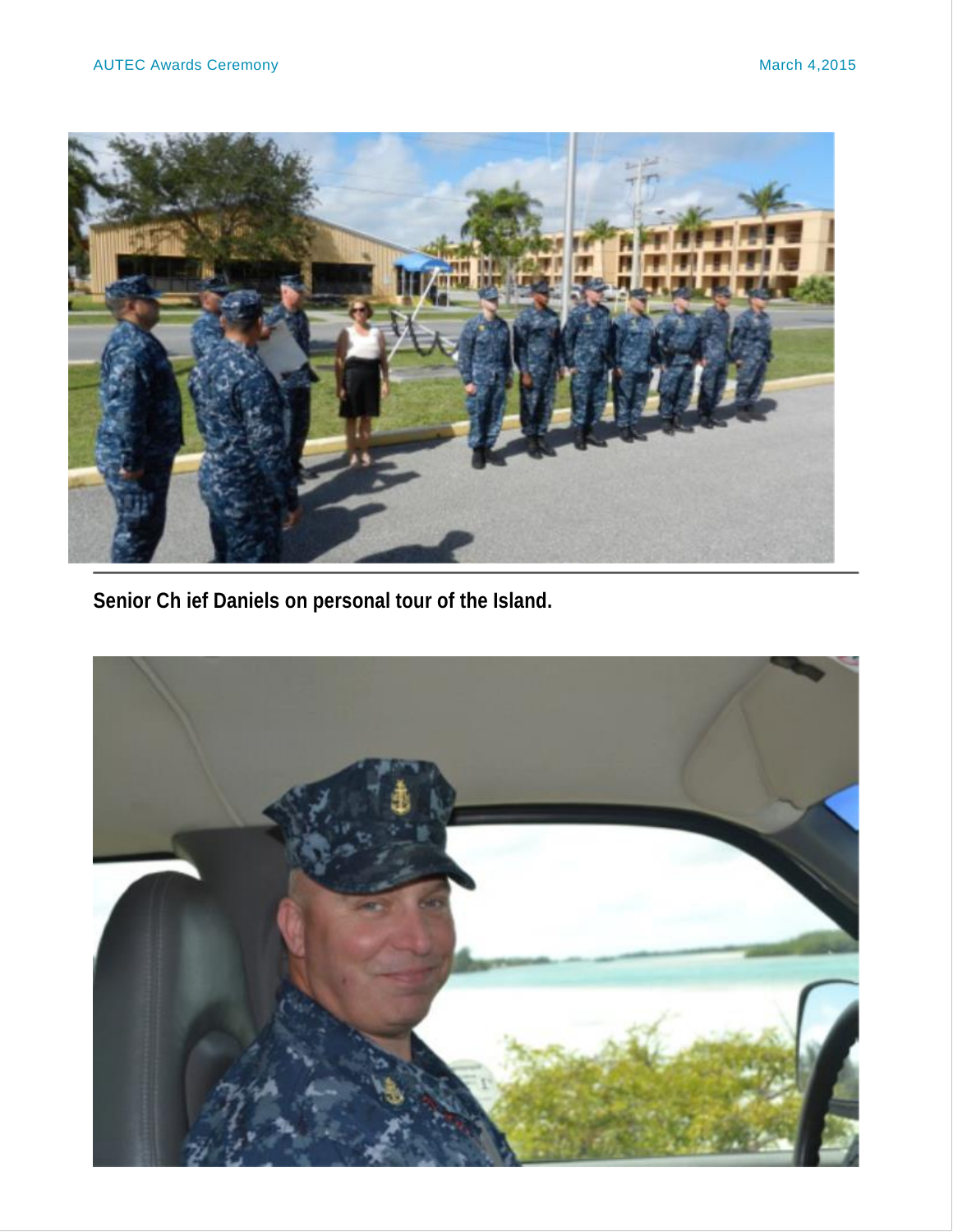**Senior Ch ief Daniels on personal tour of the Island.**